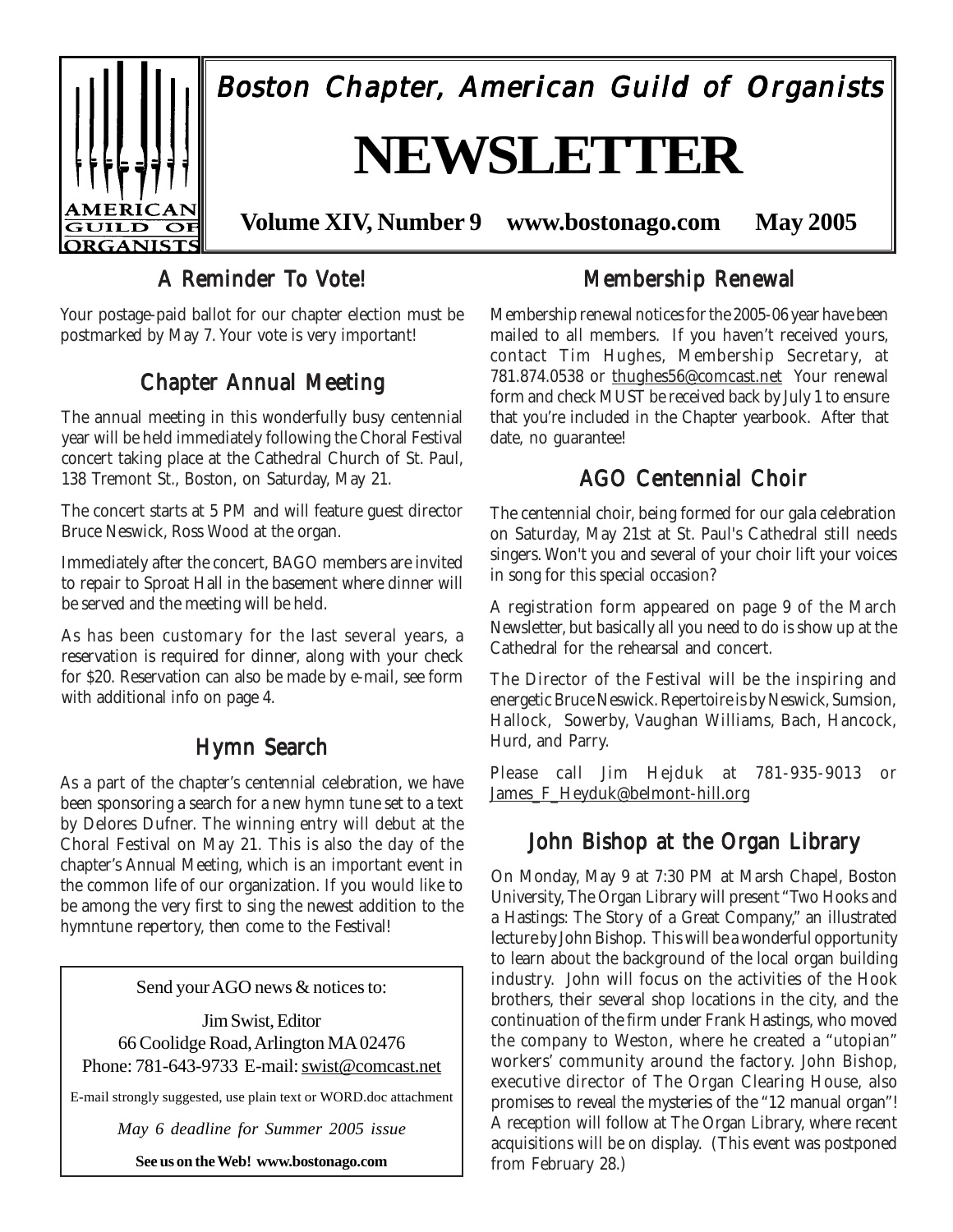# Boston Chapter, American Guild of Organists

# NEWSLETTER

**Volume XIV, Number 9 www.bostonago.com May 2005**

## A Reminder To Vote!

Your postage-paid ballot for our chapter election must be postmarked by May 7. Your vote is very important!

## Chapter Annual Meeting

The annual meeting in this wonderfully busy centennial year will be held immediately following the Choral Festival concert taking place at the Cathedral Church of St. Paul, 138 Tremont St., Boston, on Saturday, May 21.

The concert starts at 5 PM and will feature guest director Bruce Neswick, Ross Wood at the organ.

Immediately after the concert, BAGO members are invited to repair to Sproat Hall in the basement where dinner will be served and the meeting will be held.

As has been customary for the last several years, a reservation is required for dinner, along with your check for $20. Reservation can also be made by e-mail, see form with additional info on page 4.

## Hymn Search

As a part of the chapter's centennial celebration, we have been sponsoring a search for a new hymn tune set to a text by Delores Dufner. The winning entry will debut at the Choral Festival on May 21. This is also the day of the chapter's Annual Meeting, which is an important event in the common life of our organization. If you would like to be among the very first to sing the newest addition to the hymntune repertory, then come to the Festival!

---

Send your AGO news & notices to:

Jim Swist, Editor
66 Coolidge Road, Arlington MA 02476
Phone: 781-643-9733 E-mail: swist@comcast.net

E-mail strongly suggested, use plain text or WORD.doc attachment

*May 6 deadline for Summer 2005 issue*

**See us on the Web! www.bostonago.com**

---

## Membership Renewal

Membership renewal notices for the 2005-06 year have been mailed to all members. If you haven't received yours, contact Tim Hughes, Membership Secretary, at 781.874.0538 or thughes56@comcast.net Your renewal form and check MUST be received back by July 1 to ensure that you're included in the Chapter yearbook. After that date, no guarantee!

## AGO Centennial Choir

The centennial choir, being formed for our gala celebration on Saturday, May 21st at St. Paul's Cathedral still needs singers. Won't you and several of your choir lift your voices in song for this special occasion?

A registration form appeared on page 9 of the March Newsletter, but basically all you need to do is show up at the Cathedral for the rehearsal and concert.

The Director of the Festival will be the inspiring and energetic Bruce Neswick. Repertoire is by Neswick, Sumsion, Hallock, Sowerby, Vaughan Williams, Bach, Hancock, Hurd, and Parry.

Please call Jim Hejduk at 781-935-9013 or James_F_Heyduk@belmont-hill.org

## John Bishop at the Organ Library

On Monday, May 9 at 7:30 PM at Marsh Chapel, Boston University, The Organ Library will present "Two Hooks and a Hastings: The Story of a Great Company," an illustrated lecture by John Bishop. This will be a wonderful opportunity to learn about the background of the local organ building industry. John will focus on the activities of the Hook brothers, their several shop locations in the city, and the continuation of the firm under Frank Hastings, who moved the company to Weston, where he created a "utopian" workers' community around the factory. John Bishop, executive director of The Organ Clearing House, also promises to reveal the mysteries of the "12 manual organ"! A reception will follow at The Organ Library, where recent acquisitions will be on display. (This event was postponed from February 28.)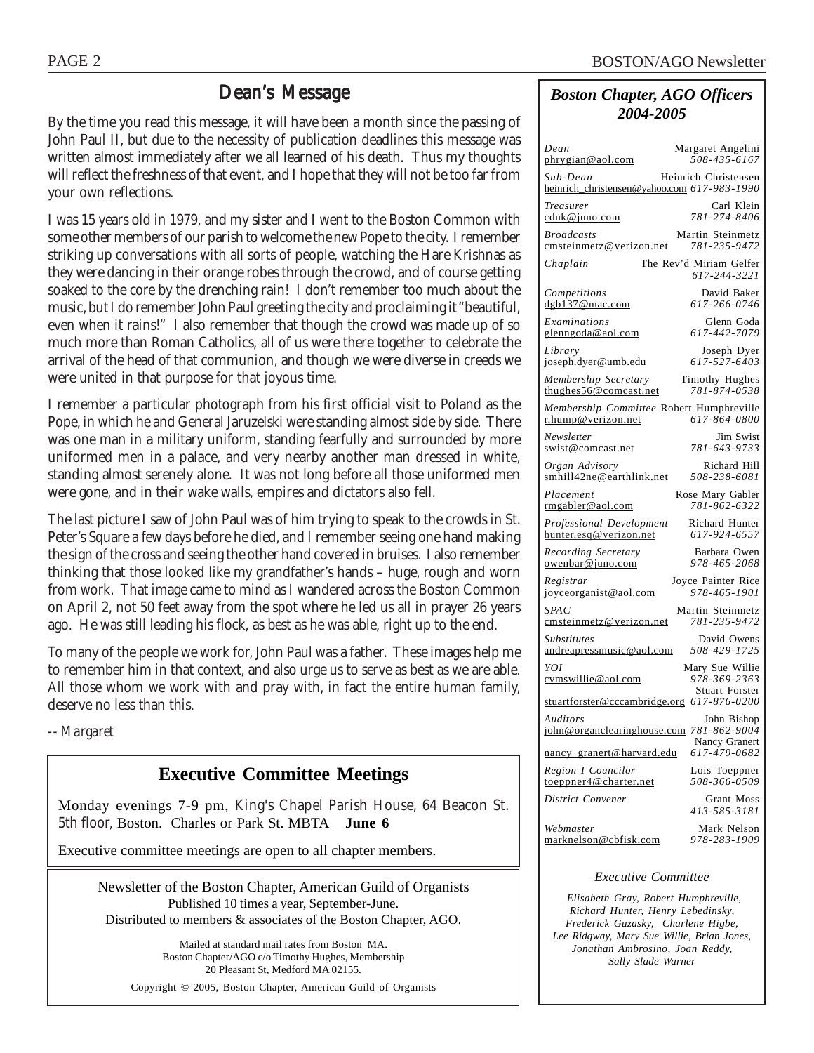## Dean's Message

By the time you read this message, it will have been a month since the passing of John Paul II, but due to the necessity of publication deadlines this message was written almost immediately after we all learned of his death. Thus my thoughts will reflect the freshness of that event, and I hope that they will not be too far from your own reflections.

I was 15 years old in 1979, and my sister and I went to the Boston Common with some other members of our parish to welcome the new Pope to the city. I remember striking up conversations with all sorts of people, watching the Hare Krishnas as they were dancing in their orange robes through the crowd, and of course getting soaked to the core by the drenching rain! I don't remember too much about the music, but I do remember John Paul greeting the city and proclaiming it "beautiful, even when it rains!" I also remember that though the crowd was made up of so much more than Roman Catholics, all of us were there together to celebrate the arrival of the head of that communion, and though we were diverse in creeds we were united in that purpose for that joyous time.

I remember a particular photograph from his first official visit to Poland as the Pope, in which he and General Jaruzelski were standing almost side by side. There was one man in a military uniform, standing fearfully and surrounded by more uniformed men in a palace, and very nearby another man dressed in white, standing almost serenely alone. It was not long before all those uniformed men were gone, and in their wake walls, empires and dictators also fell.

The last picture I saw of John Paul was of him trying to speak to the crowds in St. Peter's Square a few days before he died, and I remember seeing one hand making the sign of the cross and seeing the other hand covered in bruises. I also remember thinking that those looked like my grandfather's hands – huge, rough and worn from work. That image came to mind as I wandered across the Boston Common on April 2, not 50 feet away from the spot where he led us all in prayer 26 years ago. He was still leading his flock, as best as he was able, right up to the end.

To many of the people we work for, John Paul was a father. These images help me to remember him in that context, and also urge us to serve as best as we are able. All those whom we work with and pray with, in fact the entire human family, deserve no less than this.

*-- Margaret*

## Executive Committee Meetings

Monday evenings 7-9 pm, King's Chapel Parish House, 64 Beacon St. 5th floor, Boston. Charles or Park St. MBTA **June 6**

Executive committee meetings are open to all chapter members.

Newsletter of the Boston Chapter, American Guild of Organists
Published 10 times a year, September-June.
Distributed to members & associates of the Boston Chapter, AGO.

Mailed at standard mail rates from Boston MA.
Boston Chapter/AGO c/o Timothy Hughes, Membership
20 Pleasant St, Medford MA 02155.

Copyright © 2005, Boston Chapter, American Guild of Organists

## *Boston Chapter, AGO Officers 2004-2005*

| Position | Name | Email | Phone |
|---|---|---|---|
| *Dean* | Margaret Angelini | phrygian@aol.com | *508-435-6167* |
| *Sub-Dean* | Heinrich Christensen | heinrich_christensen@yahoo.com | *617-983-1990* |
| *Treasurer* | Carl Klein | cdnk@juno.com | *781-274-8406* |
| *Broadcasts* | Martin Steinmetz | cmsteinmetz@verizon.net | *781-235-9472* |
| *Chaplain* | The Rev'd Miriam Gelfer | | *617-244-3221* |
| *Competitions* | David Baker | dgb137@mac.com | *617-266-0746* |
| *Examinations* | Glenn Goda | glenngoda@aol.com | *617-442-7079* |
| *Library* | Joseph Dyer | joseph.dyer@umb.edu | *617-527-6403* |
| *Membership Secretary* | Timothy Hughes | thughes56@comcast.net | *781-874-0538* |
| *Membership Committee* | Robert Humphreville | r.hump@verizon.net | *617-864-0800* |
| *Newsletter* | Jim Swist | swist@comcast.net | *781-643-9733* |
| *Organ Advisory* | Richard Hill | smhill42ne@earthlink.net | *508-238-6081* |
| *Placement* | Rose Mary Gabler | rmgabler@aol.com | *781-862-6322* |
| *Professional Development* | Richard Hunter | hunter.esq@verizon.net | *617-924-6557* |
| *Recording Secretary* | Barbara Owen | owenbar@juno.com | *978-465-2068* |
| *Registrar* | Joyce Painter Rice | joyceorganist@aol.com | *978-465-1901* |
| *SPAC* | Martin Steinmetz | cmsteinmetz@verizon.net | *781-235-9472* |
| *Substitutes* | David Owens | andreapressmusic@aol.com | *508-429-1725* |
| *YOI* | Mary Sue Willie | cvmswillie@aol.com | *978-369-2363* |
| | Stuart Forster | stuartforster@cccambridge.org | *617-876-0200* |
| *Auditors* | John Bishop | john@organclearinghouse.com | *781-862-9004* |
| | Nancy Granert | nancy_granert@harvard.edu | *617-479-0682* |
| *Region I Councilor* | Lois Toeppner | toeppner4@charter.net | *508-366-0509* |
| *District Convener* | Grant Moss | | *413-585-3181* |
| *Webmaster* | Mark Nelson | marknelson@cbfisk.com | *978-283-1909* |

### *Executive Committee*

*Elisabeth Gray, Robert Humphreville, Richard Hunter, Henry Lebedinsky, Frederick Guzasky, Charlene Higbe, Lee Ridgway, Mary Sue Willie, Brian Jones, Jonathan Ambrosino, Joan Reddy, Sally Slade Warner*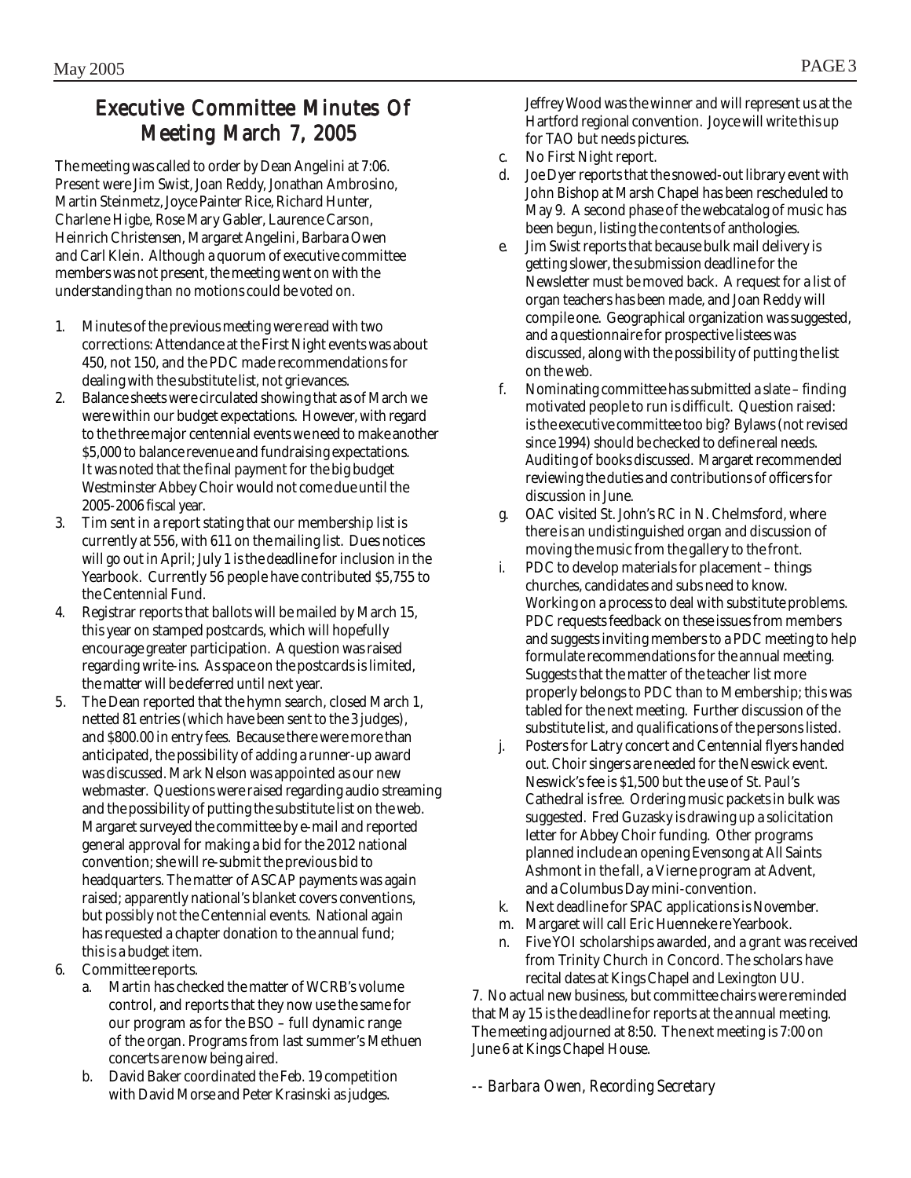# Executive Committee Minutes Of Meeting March 7, 2005

The meeting was called to order by Dean Angelini at 7:06. Present were Jim Swist, Joan Reddy, Jonathan Ambrosino, Martin Steinmetz, Joyce Painter Rice, Richard Hunter, Charlene Higbe, Rose Mary Gabler, Laurence Carson, Heinrich Christensen, Margaret Angelini, Barbara Owen and Carl Klein. Although a quorum of executive committee members was not present, the meeting went on with the understanding than no motions could be voted on.

1. Minutes of the previous meeting were read with two corrections: Attendance at the First Night events was about 450, not 150, and the PDC made recommendations for dealing with the substitute list, not grievances.
2. Balance sheets were circulated showing that as of March we were within our budget expectations. However, with regard to the three major centennial events we need to make another $5,000 to balance revenue and fundraising expectations. It was noted that the final payment for the big budget Westminster Abbey Choir would not come due until the 2005-2006 fiscal year.
3. Tim sent in a report stating that our membership list is currently at 556, with 611 on the mailing list. Dues notices will go out in April; July 1 is the deadline for inclusion in the Yearbook. Currently 56 people have contributed $5,755 to the Centennial Fund.
4. Registrar reports that ballots will be mailed by March 15, this year on stamped postcards, which will hopefully encourage greater participation. A question was raised regarding write-ins. As space on the postcards is limited, the matter will be deferred until next year.
5. The Dean reported that the hymn search, closed March 1, netted 81 entries (which have been sent to the 3 judges), and $800.00 in entry fees. Because there were more than anticipated, the possibility of adding a runner-up award was discussed. Mark Nelson was appointed as our new webmaster. Questions were raised regarding audio streaming and the possibility of putting the substitute list on the web. Margaret surveyed the committee by e-mail and reported general approval for making a bid for the 2012 national convention; she will re-submit the previous bid to headquarters. The matter of ASCAP payments was again raised; apparently national's blanket covers conventions, but possibly not the Centennial events. National again has requested a chapter donation to the annual fund; this is a budget item.
6. Committee reports.
   a. Martin has checked the matter of WCRB's volume control, and reports that they now use the same for our program as for the BSO – full dynamic range of the organ. Programs from last summer's Methuen concerts are now being aired.
   b. David Baker coordinated the Feb. 19 competition with David Morse and Peter Krasinski as judges. Jeffrey Wood was the winner and will represent us at the Hartford regional convention. Joyce will write this up for TAO but needs pictures.
   c. No First Night report.
   d. Joe Dyer reports that the snowed-out library event with John Bishop at Marsh Chapel has been rescheduled to May 9. A second phase of the webcatalog of music has been begun, listing the contents of anthologies.
   e. Jim Swist reports that because bulk mail delivery is getting slower, the submission deadline for the Newsletter must be moved back. A request for a list of organ teachers has been made, and Joan Reddy will compile one. Geographical organization was suggested, and a questionnaire for prospective listees was discussed, along with the possibility of putting the list on the web.
   f. Nominating committee has submitted a slate – finding motivated people to run is difficult. Question raised: is the executive committee too big? Bylaws (not revised since 1994) should be checked to define real needs. Auditing of books discussed. Margaret recommended reviewing the duties and contributions of officers for discussion in June.
   g. OAC visited St. John's RC in N. Chelmsford, where there is an undistinguished organ and discussion of moving the music from the gallery to the front.
   i. PDC to develop materials for placement – things churches, candidates and subs need to know. Working on a process to deal with substitute problems. PDC requests feedback on these issues from members and suggests inviting members to a PDC meeting to help formulate recommendations for the annual meeting. Suggests that the matter of the teacher list more properly belongs to PDC than to Membership; this was tabled for the next meeting. Further discussion of the substitute list, and qualifications of the persons listed.
   j. Posters for Latry concert and Centennial flyers handed out. Choir singers are needed for the Neswick event. Neswick's fee is $1,500 but the use of St. Paul's Cathedral is free. Ordering music packets in bulk was suggested. Fred Guzasky is drawing up a solicitation letter for Abbey Choir funding. Other programs planned include an opening Evensong at All Saints Ashmont in the fall, a Vierne program at Advent, and a Columbus Day mini-convention.
   k. Next deadline for SPAC applications is November.
   m. Margaret will call Eric Huenneke re Yearbook.
   n. Five YOI scholarships awarded, and a grant was received from Trinity Church in Concord. The scholars have recital dates at Kings Chapel and Lexington UU.
7. No actual new business, but committee chairs were reminded that May 15 is the deadline for reports at the annual meeting. The meeting adjourned at 8:50. The next meeting is 7:00 on June 6 at Kings Chapel House.

*-- Barbara Owen, Recording Secretary*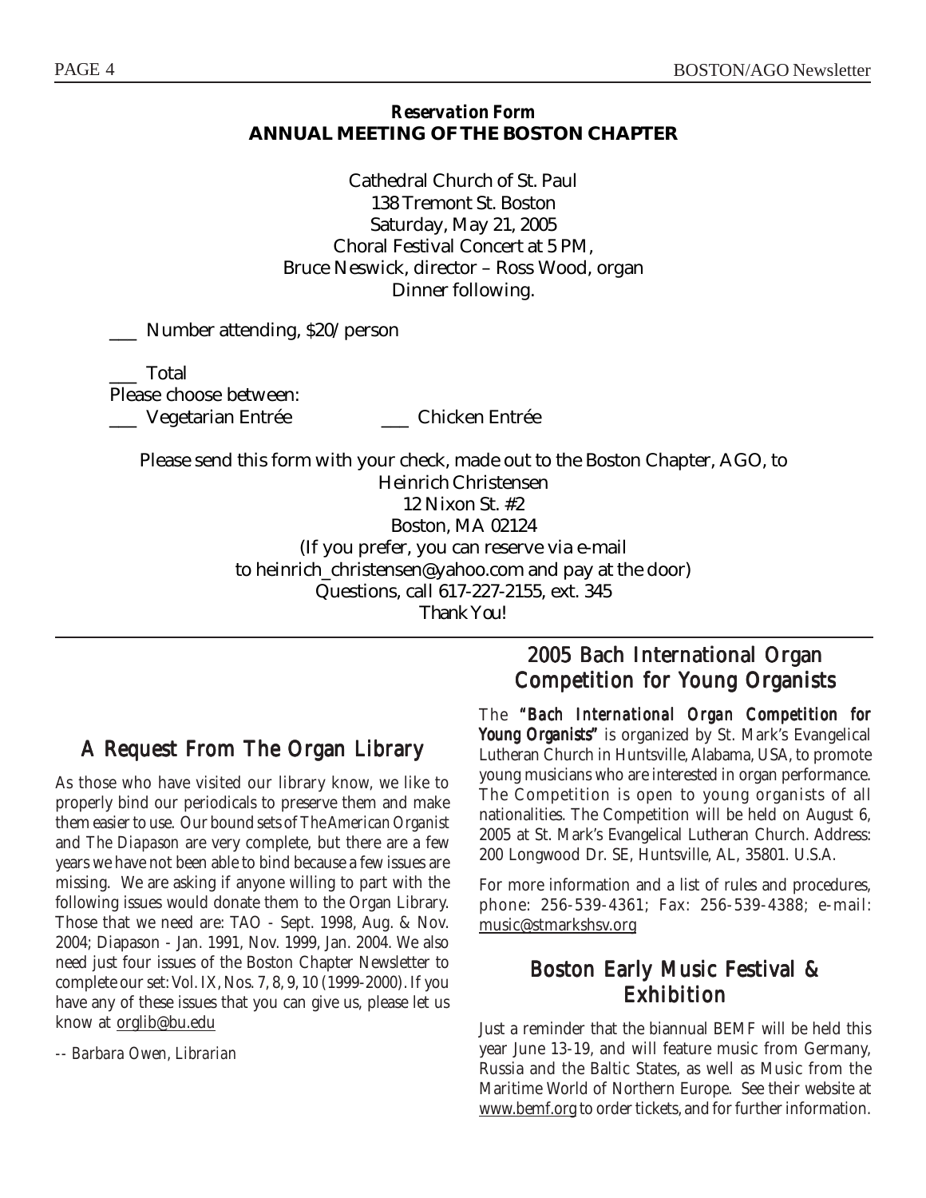***Reservation Form***

**ANNUAL MEETING OF THE BOSTON CHAPTER**

Cathedral Church of St. Paul
138 Tremont St. Boston
Saturday, May 21, 2005
Choral Festival Concert at 5 PM,
Bruce Neswick, director – Ross Wood, organ
Dinner following.

___ Number attending, $20/person

___ Total

Please choose between:

___ Vegetarian Entrée ___ Chicken Entrée

Please send this form with your check, made out to the Boston Chapter, AGO, to
Heinrich Christensen
12 Nixon St. #2
Boston, MA 02124
(If you prefer, you can reserve via e-mail
to heinrich_christensen@yahoo.com and pay at the door)
Questions, call 617-227-2155, ext. 345
Thank You!

## A Request From The Organ Library

As those who have visited our library know, we like to properly bind our periodicals to preserve them and make them easier to use. Our bound sets of *The American Organist* and *The Diapason* are very complete, but there are a few years we have not been able to bind because a few issues are missing. We are asking if anyone willing to part with the following issues would donate them to the Organ Library. Those that we need are: TAO - Sept. 1998, Aug. & Nov. 2004; Diapason - Jan. 1991, Nov. 1999, Jan. 2004. We also need just four issues of the Boston Chapter Newsletter to complete our set: Vol. IX, Nos. 7, 8, 9, 10 (1999-2000). If you have any of these issues that you can give us, please let us know at orglib@bu.edu

*-- Barbara Owen, Librarian*

## 2005 Bach International Organ Competition for Young Organists

The ***"Bach International Organ Competition for Young Organists"*** is organized by St. Mark's Evangelical Lutheran Church in Huntsville, Alabama, USA, to promote young musicians who are interested in organ performance. The Competition is open to young organists of all nationalities. The Competition will be held on August 6, 2005 at St. Mark's Evangelical Lutheran Church. Address: 200 Longwood Dr. SE, Huntsville, AL, 35801. U.S.A.

For more information and a list of rules and procedures, phone: 256-539-4361; Fax: 256-539-4388; e-mail: music@stmarkshsv.org

## Boston Early Music Festival & Exhibition

Just a reminder that the biannual BEMF will be held this year June 13-19, and will feature music from Germany, Russia and the Baltic States, as well as Music from the Maritime World of Northern Europe. See their website at www.bemf.org to order tickets, and for further information.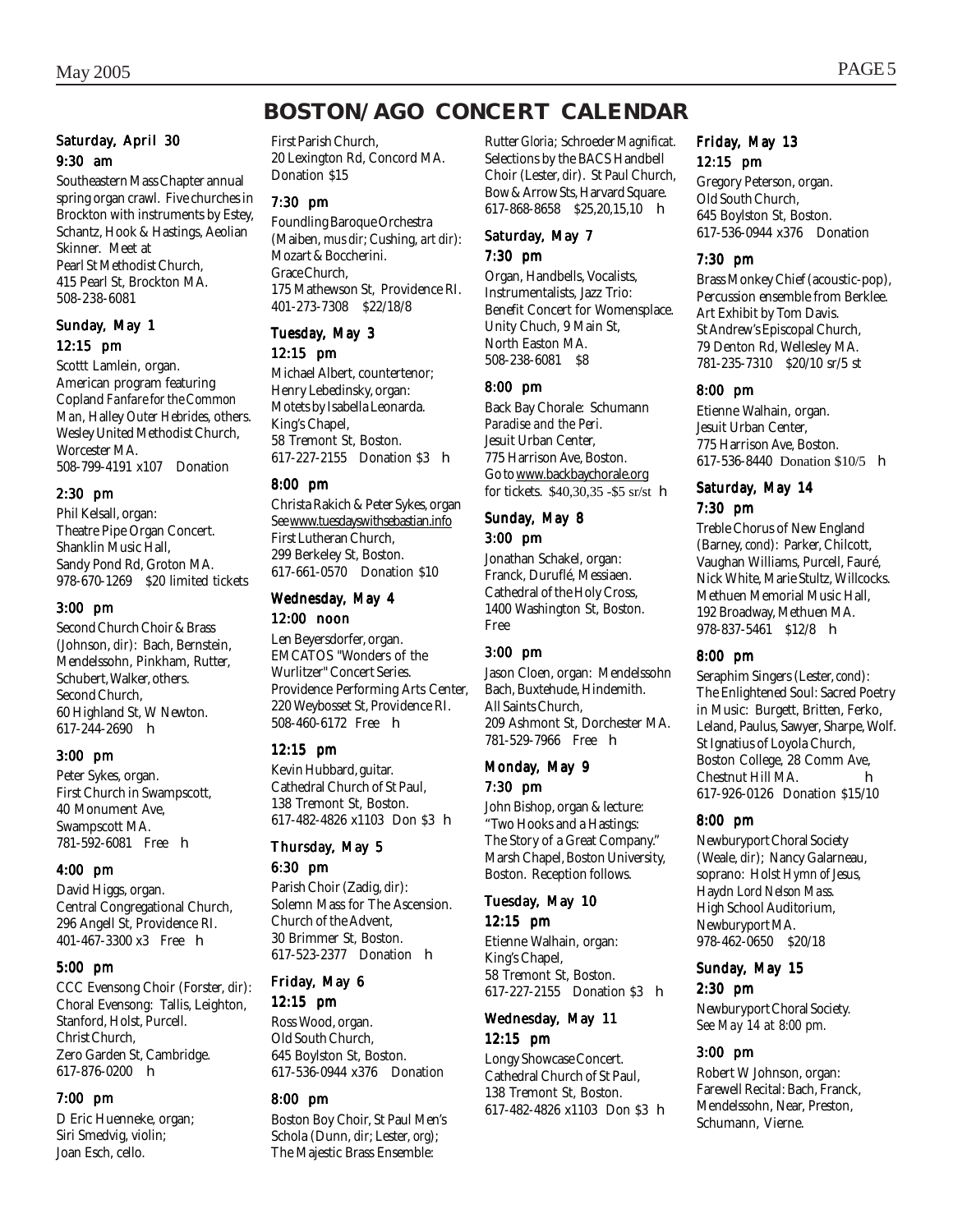# BOSTON/AGO CONCERT CALENDAR

### Saturday, April 30

**9:30 am**

Southeastern Mass Chapter annual spring organ crawl. Five churches in Brockton with instruments by Estey, Schantz, Hook & Hastings, Aeolian Skinner. Meet at Pearl St Methodist Church, 415 Pearl St, Brockton MA. 508-238-6081

### Sunday, May 1

**12:15 pm**

Scottt Lamlein, organ. American program featuring Copland *Fanfare for the Common Man*, Halley *Outer Hebrides*, others. Wesley United Methodist Church, Worcester MA. 508-799-4191 x107 Donation

**2:30 pm**

Phil Kelsall, organ: Theatre Pipe Organ Concert. Shanklin Music Hall, Sandy Pond Rd, Groton MA. 978-670-1269 $20 limited tickets

**3:00 pm**

Second Church Choir & Brass (Johnson, *dir*): Bach, Bernstein, Mendelssohn, Pinkham, Rutter, Schubert, Walker, others. Second Church, 60 Highland St, W Newton. 617-244-2690 h

**3:00 pm**

Peter Sykes, organ. First Church in Swampscott, 40 Monument Ave, Swampscott MA. 781-592-6081 Free h

**4:00 pm**

David Higgs, organ. Central Congregational Church, 296 Angell St, Providence RI. 401-467-3300 x3 Free h

**5:00 pm**

CCC Evensong Choir (Forster, *dir*): Choral Evensong: Tallis, Leighton, Stanford, Holst, Purcell. Christ Church, Zero Garden St, Cambridge. 617-876-0200 h

**7:00 pm**

D Eric Huenneke, organ; Siri Smedvig, violin; Joan Esch, cello. First Parish Church, 20 Lexington Rd, Concord MA. Donation $15

**7:30 pm**

Foundling Baroque Orchestra (Maiben, *mus dir*; Cushing, *art dir*): Mozart & Boccherini. Grace Church, 175 Mathewson St, Providence RI. 401-273-7308 $22/18/8

### Tuesday, May 3

**12:15 pm**

Michael Albert, countertenor; Henry Lebedinsky, organ: Motets by Isabella Leonarda. King's Chapel, 58 Tremont St, Boston. 617-227-2155 Donation $3 h

**8:00 pm**

Christa Rakich & Peter Sykes, organ See www.tuesdayswithsebastian.info First Lutheran Church, 299 Berkeley St, Boston. 617-661-0570 Donation $10

### Wednesday, May 4

**12:00 noon**

Len Beyersdorfer, organ. EMCATOS "Wonders of the Wurlitzer" Concert Series. Providence Performing Arts Center, 220 Weybosset St, Providence RI. 508-460-6172 Free h

**12:15 pm**

Kevin Hubbard, guitar. Cathedral Church of St Paul, 138 Tremont St, Boston. 617-482-4826 x1103 Don $3 h

### Thursday, May 5

**6:30 pm**

Parish Choir (Zadig, *dir*): Solemn Mass for The Ascension. Church of the Advent, 30 Brimmer St, Boston. 617-523-2377 Donation h

### Friday, May 6

**12:15 pm**

Ross Wood, organ. Old South Church, 645 Boylston St, Boston. 617-536-0944 x376 Donation

**8:00 pm**

Boston Boy Choir, St Paul Men's Schola (Dunn, *dir*; Lester, *org*); The Majestic Brass Ensemble: Rutter *Gloria*; Schroeder *Magnificat*. Selections by the BACS Handbell Choir (Lester, *dir*). St Paul Church, Bow & Arrow Sts, Harvard Square. 617-868-8658 $25,20,15,10 h

### Saturday, May 7

**7:30 pm**

Organ, Handbells, Vocalists, Instrumentalists, Jazz Trio: Benefit Concert for Womensplace. Unity Chuch, 9 Main St, North Easton MA. 508-238-6081 $8

**8:00 pm**

Back Bay Chorale: Schumann *Paradise and the Peri*. Jesuit Urban Center, 775 Harrison Ave, Boston. Go to www.backbaychorale.org for tickets. $40,30,35 -$5 sr/st h

### Sunday, May 8

**3:00 pm**

Jonathan Schakel, organ: Franck, Duruflé, Messiaen. Cathedral of the Holy Cross, 1400 Washington St, Boston. Free

**3:00 pm**

Jason Cloen, organ: Mendelssohn Bach, Buxtehude, Hindemith. All Saints Church, 209 Ashmont St, Dorchester MA. 781-529-7966 Free h

### Monday, May 9

**7:30 pm**

John Bishop, organ & lecture: "Two Hooks and a Hastings: The Story of a Great Company." Marsh Chapel, Boston University, Boston. Reception follows.

### Tuesday, May 10

**12:15 pm**

Etienne Walhain, organ: King's Chapel, 58 Tremont St, Boston. 617-227-2155 Donation $3 h

### Wednesday, May 11

**12:15 pm**

Longy Showcase Concert. Cathedral Church of St Paul, 138 Tremont St, Boston. 617-482-4826 x1103 Don $3 h

### Friday, May 13

**12:15 pm**

Gregory Peterson, organ. Old South Church, 645 Boylston St, Boston. 617-536-0944 x376 Donation

**7:30 pm**

Brass Monkey Chief (acoustic-pop), Percussion ensemble from Berklee. Art Exhibit by Tom Davis. St Andrew's Episcopal Church, 79 Denton Rd, Wellesley MA. 781-235-7310 $20/10 sr/5 st

**8:00 pm**

Etienne Walhain, organ. Jesuit Urban Center, 775 Harrison Ave, Boston. 617-536-8440 Donation $10/5 h

### Saturday, May 14

**7:30 pm**

Treble Chorus of New England (Barney, *cond*): Parker, Chilcott, Vaughan Williams, Purcell, Fauré, Nick White, Marie Stultz, Willcocks. Methuen Memorial Music Hall, 192 Broadway, Methuen MA. 978-837-5461 $12/8 h

**8:00 pm**

Seraphim Singers (Lester, *cond*): The Enlightened Soul: Sacred Poetry in Music: Burgett, Britten, Ferko, Leland, Paulus, Sawyer, Sharpe, Wolf. St Ignatius of Loyola Church, Boston College, 28 Comm Ave, Chestnut Hill MA. h 617-926-0126 Donation $15/10

**8:00 pm**

Newburyport Choral Society (Weale, *dir*); Nancy Galarneau, soprano: Holst *Hymn of Jesus*, Haydn *Lord Nelson Mass*. High School Auditorium, Newburyport MA. 978-462-0650 $20/18

### Sunday, May 15

**2:30 pm**

Newburyport Choral Society. *See May 14 at 8:00 pm.*

**3:00 pm**

Robert W Johnson, organ: Farewell Recital: Bach, Franck, Mendelssohn, Near, Preston, Schumann, Vierne.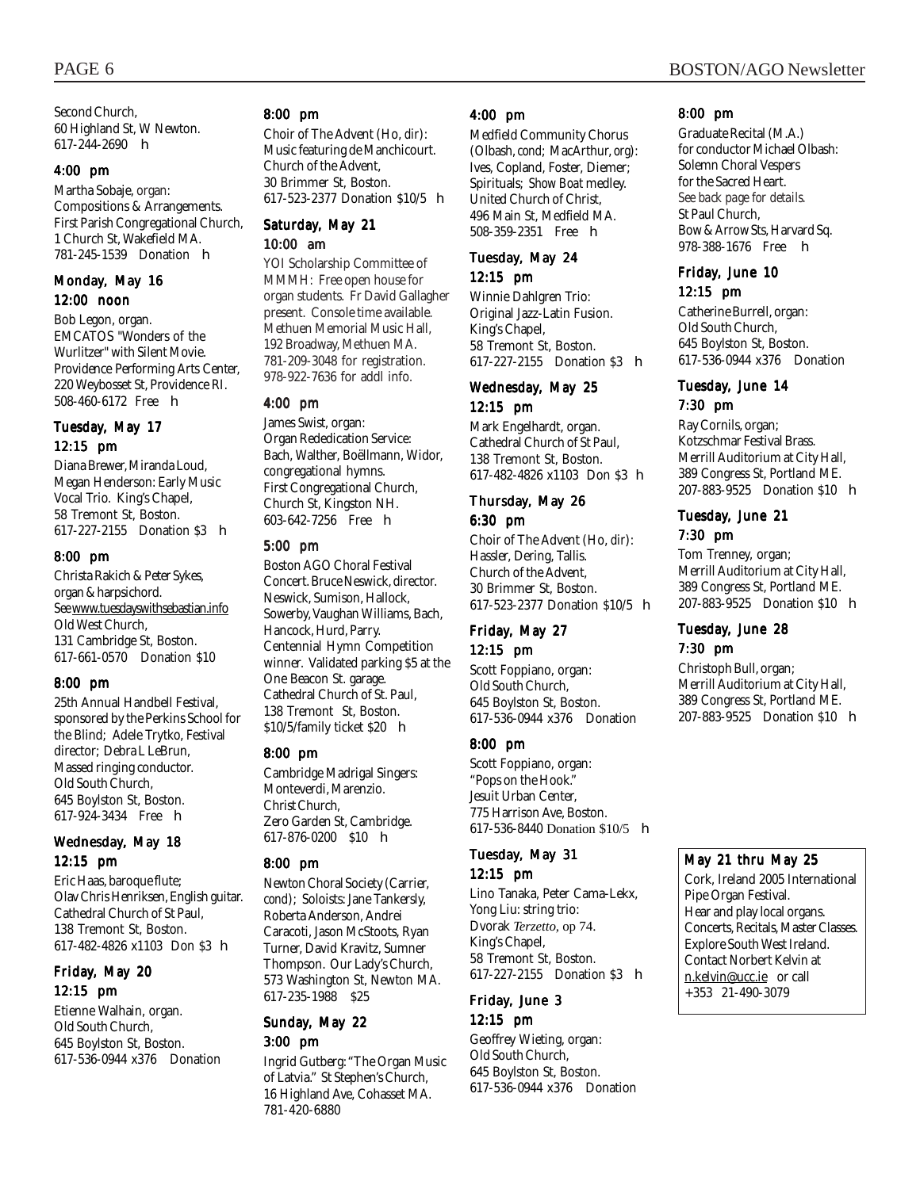Second Church,
60 Highland St, W Newton.
617-244-2690 h

### 4:00 pm

Martha Sobaje, organ:
Compositions & Arrangements.
First Parish Congregational Church,
1 Church St, Wakefield MA.
781-245-1539 Donation h

### Monday, May 16

### 12:00 noon

Bob Legon, organ.
EMCATOS "Wonders of the Wurlitzer" with Silent Movie.
Providence Performing Arts Center,
220 Weybosset St, Providence RI.
508-460-6172 Free h

### Tuesday, May 17

### 12:15 pm

Diana Brewer, Miranda Loud, Megan Henderson: Early Music Vocal Trio. King's Chapel,
58 Tremont St, Boston.
617-227-2155 Donation $3 h

### 8:00 pm

Christa Rakich & Peter Sykes, organ & harpsichord.
See www.tuesdayswithsebastian.info
Old West Church,
131 Cambridge St, Boston.
617-661-0570 Donation $10

### 8:00 pm

25th Annual Handbell Festival, sponsored by the Perkins School for the Blind; Adele Trytko, Festival director; Debra L LeBrun, Massed ringing conductor.
Old South Church,
645 Boylston St, Boston.
617-924-3434 Free h

### Wednesday, May 18

### 12:15 pm

Eric Haas, baroque flute;
Olav Chris Henriksen, English guitar.
Cathedral Church of St Paul,
138 Tremont St, Boston.
617-482-4826 x1103 Don $3 h

### Friday, May 20

### 12:15 pm

Etienne Walhain, organ.
Old South Church,
645 Boylston St, Boston.
617-536-0944 x376 Donation

### 8:00 pm

Choir of The Advent (Ho, dir):
Music featuring de Manchicourt.
Church of the Advent,
30 Brimmer St, Boston.
617-523-2377 Donation $10/5 h

### Saturday, May 21

### 10:00 am

YOI Scholarship Committee of MMMH: Free open house for organ students. Fr David Gallagher present. Console time available.
Methuen Memorial Music Hall,
192 Broadway, Methuen MA.
781-209-3048 for registration.
978-922-7636 for addl info.

### 4:00 pm

James Swist, organ:
Organ Rededication Service:
Bach, Walther, Boëllmann, Widor, congregational hymns.
First Congregational Church,
Church St, Kingston NH.
603-642-7256 Free h

### 5:00 pm

Boston AGO Choral Festival Concert. Bruce Neswick, director.
Neswick, Sumison, Hallock, Sowerby, Vaughan Williams, Bach, Hancock, Hurd, Parry.
Centennial Hymn Competition winner. Validated parking $5 at the One Beacon St. garage.
Cathedral Church of St. Paul,
138 Tremont St, Boston.
$10/5/family ticket $20 h

### 8:00 pm

Cambridge Madrigal Singers:
Monteverdi, Marenzio.
Christ Church,
Zero Garden St, Cambridge.
617-876-0200 $10 h

### 8:00 pm

Newton Choral Society (Carrier, cond); Soloists: Jane Tankersly, Roberta Anderson, Andrei Caracoti, Jason McStoots, Ryan Turner, David Kravitz, Sumner Thompson. Our Lady's Church,
573 Washington St, Newton MA.
617-235-1988 $25

### Sunday, May 22

### 3:00 pm

Ingrid Gutberg: "The Organ Music of Latvia." St Stephen's Church,
16 Highland Ave, Cohasset MA.
781-420-6880

### 4:00 pm

Medfield Community Chorus (Olbash, cond; MacArthur, org):
Ives, Copland, Foster, Diemer; Spirituals; *Show Boat* medley.
United Church of Christ,
496 Main St, Medfield MA.
508-359-2351 Free h

### Tuesday, May 24

### 12:15 pm

Winnie Dahlgren Trio:
Original Jazz-Latin Fusion.
King's Chapel,
58 Tremont St, Boston.
617-227-2155 Donation $3 h

### Wednesday, May 25

### 12:15 pm

Mark Engelhardt, organ.
Cathedral Church of St Paul,
138 Tremont St, Boston.
617-482-4826 x1103 Don $3 h

### Thursday, May 26

### 6:30 pm

Choir of The Advent (Ho, dir):
Hassler, Dering, Tallis.
Church of the Advent,
30 Brimmer St, Boston.
617-523-2377 Donation $10/5 h

### Friday, May 27

### 12:15 pm

Scott Foppiano, organ:
Old South Church,
645 Boylston St, Boston.
617-536-0944 x376 Donation

### 8:00 pm

Scott Foppiano, organ:
"Pops on the Hook."
Jesuit Urban Center,
775 Harrison Ave, Boston.
617-536-8440 Donation $10/5 h

### Tuesday, May 31

### 12:15 pm

Lino Tanaka, Peter Cama-Lekx, Yong Liu: string trio:
Dvorak *Terzetto*, op 74.
King's Chapel,
58 Tremont St, Boston.
617-227-2155 Donation $3 h

### Friday, June 3

### 12:15 pm

Geoffrey Wieting, organ:
Old South Church,
645 Boylston St, Boston.
617-536-0944 x376 Donation

### 8:00 pm

Graduate Recital (M.A.) for conductor Michael Olbash:
Solemn Choral Vespers for the Sacred Heart.
*See back page for details.*
St Paul Church,
Bow & Arrow Sts, Harvard Sq.
978-388-1676 Free h

### Friday, June 10

### 12:15 pm

Catherine Burrell, organ:
Old South Church,
645 Boylston St, Boston.
617-536-0944 x376 Donation

### Tuesday, June 14

### 7:30 pm

Ray Cornils, organ;
Kotzschmar Festival Brass.
Merrill Auditorium at City Hall,
389 Congress St, Portland ME.
207-883-9525 Donation $10 h

### Tuesday, June 21

### 7:30 pm

Tom Trenney, organ;
Merrill Auditorium at City Hall,
389 Congress St, Portland ME.
207-883-9525 Donation $10 h

### Tuesday, June 28

### 7:30 pm

Christoph Bull, organ;
Merrill Auditorium at City Hall,
389 Congress St, Portland ME.
207-883-9525 Donation $10 h

### May 21 thru May 25

Cork, Ireland 2005 International Pipe Organ Festival.
Hear and play local organs.
Concerts, Recitals, Master Classes.
Explore South West Ireland.
Contact Norbert Kelvin at n.kelvin@ucc.ie or call +353 21-490-3079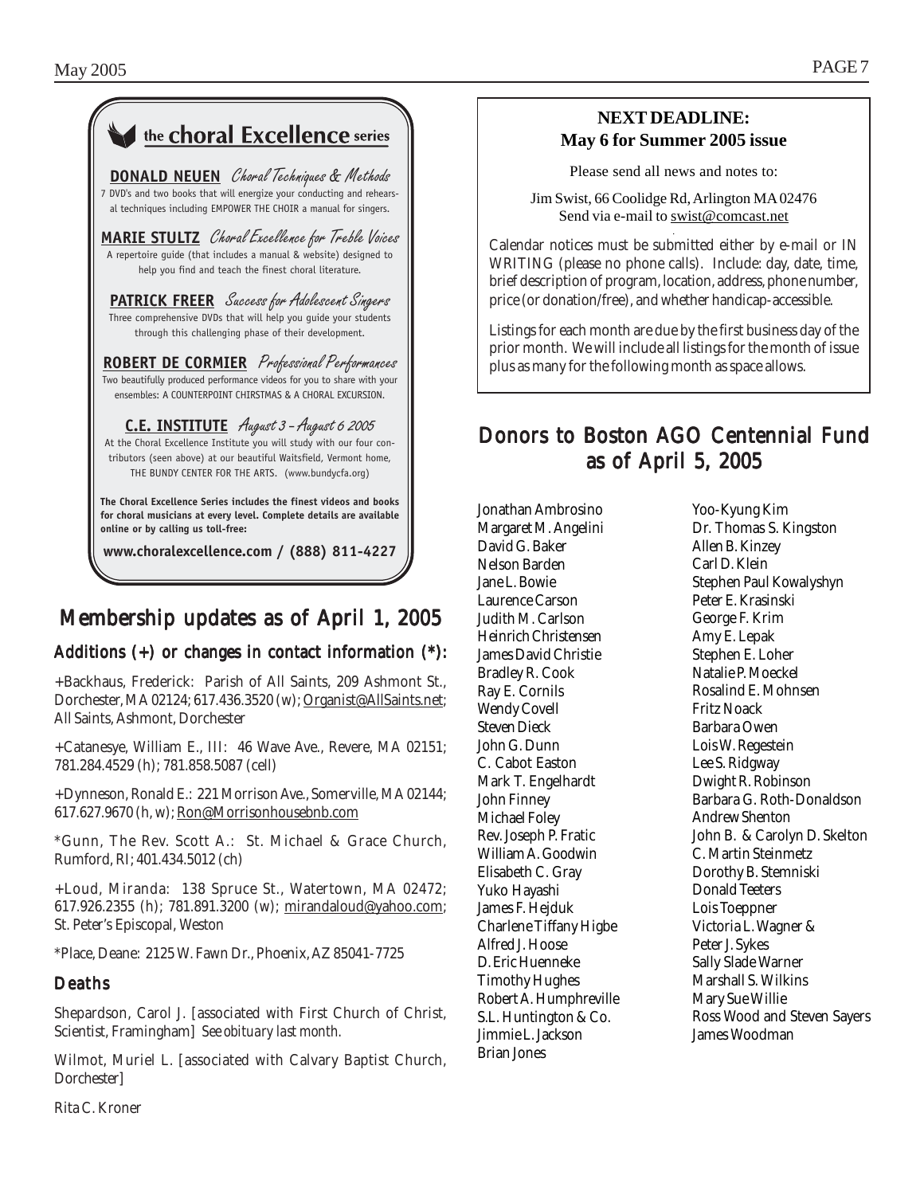## the choral Excellence series

**DONALD NEUEN** *Choral Techniques & Methods*
7 DVD's and two books that will energize your conducting and rehearsal techniques including EMPOWER THE CHOIR a manual for singers.

**MARIE STULTZ** *Choral Excellence for Treble Voices*
A repertoire guide (that includes a manual & website) designed to help you find and teach the finest choral literature.

**PATRICK FREER** *Success for Adolescent Singers*
Three comprehensive DVDs that will help you guide your students through this challenging phase of their development.

**ROBERT DE CORMIER** *Professional Performances*
Two beautifully produced performance videos for you to share with your ensembles: A COUNTERPOINT CHIRSTMAS & A CHORAL EXCURSION.

**C.E. INSTITUTE** *August 3 – August 6 2005*
At the Choral Excellence Institute you will study with our four contributors (seen above) at our beautiful Waitsfield, Vermont home, THE BUNDY CENTER FOR THE ARTS. (www.bundycfa.org)

**The Choral Excellence Series includes the finest videos and books for choral musicians at every level. Complete details are available online or by calling us toll-free:**

**www.choralexcellence.com / (888) 811-4227**

## Membership updates as of April 1, 2005

### Additions (+) or changes in contact information (*):

+Backhaus, Frederick: Parish of All Saints, 209 Ashmont St., Dorchester, MA 02124; 617.436.3520 (w); Organist@AllSaints.net; All Saints, Ashmont, Dorchester

+Catanesye, William E., III: 46 Wave Ave., Revere, MA 02151; 781.284.4529 (h); 781.858.5087 (cell)

+Dynneson, Ronald E.: 221 Morrison Ave., Somerville, MA 02144; 617.627.9670 (h, w); Ron@Morrisonhousebnb.com

*Gunn, The Rev. Scott A.: St. Michael & Grace Church, Rumford, RI; 401.434.5012 (ch)

+Loud, Miranda: 138 Spruce St., Watertown, MA 02472; 617.926.2355 (h); 781.891.3200 (w); mirandaloud@yahoo.com; St. Peter's Episcopal, Weston

*Place, Deane: 2125 W. Fawn Dr., Phoenix, AZ 85041-7725

### Deaths

Shepardson, Carol J. [associated with First Church of Christ, Scientist, Framingham] *See obituary last month.*

Wilmot, Muriel L. [associated with Calvary Baptist Church, Dorchester]

*Rita C. Kroner*

**NEXT DEADLINE:**
**May 6 for Summer 2005 issue**

Please send all news and notes to:

Jim Swist, 66 Coolidge Rd, Arlington MA 02476
Send via e-mail to swist@comcast.net

Calendar notices must be submitted either by e-mail or IN WRITING (please no phone calls). Include: day, date, time, brief description of program, location, address, phone number, price (or donation/free), and whether handicap-accessible.

Listings for each month are due by the first business day of the prior month. We will include all listings for the month of issue plus as many for the following month as space allows.

## Donors to Boston AGO Centennial Fund as of April 5, 2005

Jonathan Ambrosino
Margaret M. Angelini
David G. Baker
Nelson Barden
Jane L. Bowie
Laurence Carson
Judith M. Carlson
Heinrich Christensen
James David Christie
Bradley R. Cook
Ray E. Cornils
Wendy Covell
Steven Dieck
John G. Dunn
C. Cabot Easton
Mark T. Engelhardt
John Finney
Michael Foley
Rev. Joseph P. Fratic
William A. Goodwin
Elisabeth C. Gray
Yuko Hayashi
James F. Hejduk
Charlene Tiffany Higbe
Alfred J. Hoose
D. Eric Huenneke
Timothy Hughes
Robert A. Humphreville
S.L. Huntington & Co.
Jimmie L. Jackson
Brian Jones
Yoo-Kyung Kim
Dr. Thomas S. Kingston
Allen B. Kinzey
Carl D. Klein
Stephen Paul Kowalyshyn
Peter E. Krasinski
George F. Krim
Amy E. Lepak
Stephen E. Loher
Natalie P. Moeckel
Rosalind E. Mohnsen
Fritz Noack
Barbara Owen
Lois W. Regestein
Lee S. Ridgway
Dwight R. Robinson
Barbara G. Roth-Donaldson
Andrew Shenton
John B. & Carolyn D. Skelton
C. Martin Steinmetz
Dorothy B. Stemniski
Donald Teeters
Lois Toeppner
Victoria L. Wagner &
Peter J. Sykes
Sally Slade Warner
Marshall S. Wilkins
Mary Sue Willie
Ross Wood and Steven Sayers
James Woodman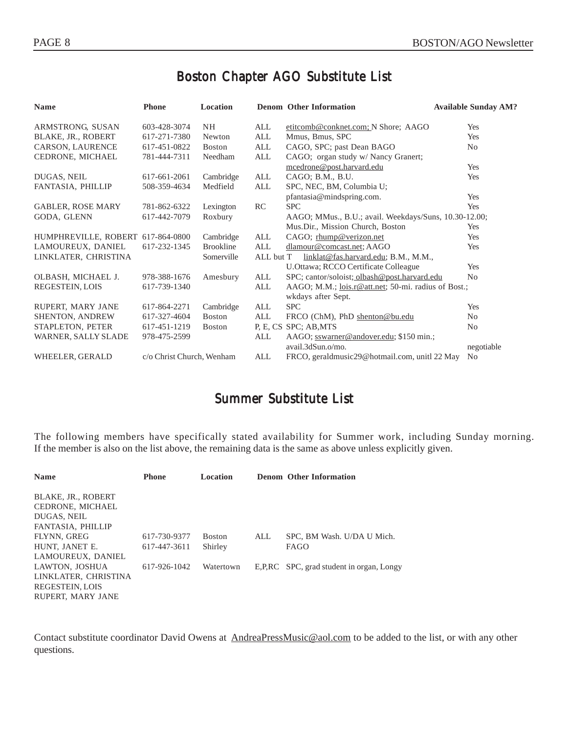# Boston Chapter AGO Substitute List

| Name | Phone | Location | Denom | Other Information | Available Sunday AM? |
|---|---|---|---|---|---|
| ARMSTRONG, SUSAN | 603-428-3074 | NH | ALL | etitcomb@conknet.com; N Shore; AAGO | Yes |
| BLAKE, JR., ROBERT | 617-271-7380 | Newton | ALL | Mmus, Bmus, SPC | Yes |
| CARSON, LAURENCE | 617-451-0822 | Boston | ALL | CAGO, SPC; past Dean BAGO | No |
| CEDRONE, MICHAEL | 781-444-7311 | Needham | ALL | CAGO; organ study w/ Nancy Granert; mcedrone@post.harvard.edu | Yes |
| DUGAS, NEIL | 617-661-2061 | Cambridge | ALL | CAGO; B.M., B.U. | Yes |
| FANTASIA, PHILLIP | 508-359-4634 | Medfield | ALL | SPC, NEC, BM, Columbia U; pfantasia@mindspring.com. | Yes |
| GABLER, ROSE MARY | 781-862-6322 | Lexington | RC | SPC | Yes |
| GODA, GLENN | 617-442-7079 | Roxbury | | AAGO; MMus., B.U.; avail. Weekdays/Suns, 10.30-12.00; Mus.Dir., Mission Church, Boston | Yes |
| HUMPHREVILLE, ROBERT | 617-864-0800 | Cambridge | ALL | CAGO; rhump@verizon.net | Yes |
| LAMOUREUX, DANIEL | 617-232-1345 | Brookline | ALL | dlamour@comcast.net; AAGO | Yes |
| LINKLATER, CHRISTINA | | Somerville | ALL but T | linklat@fas.harvard.edu; B.M., M.M., U.Ottawa; RCCO Certificate Colleague | Yes |
| OLBASH, MICHAEL J. | 978-388-1676 | Amesbury | ALL | SPC; cantor/soloist; olbash@post.harvard.edu | No |
| REGESTEIN, LOIS | 617-739-1340 | | ALL | AAGO; M.M.; lois.r@att.net; 50-mi. radius of Bost.; wkdays after Sept. | |
| RUPERT, MARY JANE | 617-864-2271 | Cambridge | ALL | SPC | Yes |
| SHENTON, ANDREW | 617-327-4604 | Boston | ALL | FRCO (ChM), PhD shenton@bu.edu | No |
| STAPLETON, PETER | 617-451-1219 | Boston | P, E, CS | SPC; AB,MTS | No |
| WARNER, SALLY SLADE | 978-475-2599 | | ALL | AAGO; sswarner@andover.edu; $150 min.; avail.3dSun.o/mo. | negotiable |
| WHEELER, GERALD | c/o Christ Church, Wenham | | ALL | FRCO, geraldmusic29@hotmail.com, unitl 22 May | No |

# Summer Substitute List

The following members have specifically stated availability for Summer work, including Sunday morning. If the member is also on the list above, the remaining data is the same as above unless explicitly given.

| Name | Phone | Location | Denom | Other Information |
|---|---|---|---|---|
| BLAKE, JR., ROBERT | | | | |
| CEDRONE, MICHAEL | | | | |
| DUGAS, NEIL | | | | |
| FANTASIA, PHILLIP | | | | |
| FLYNN, GREG | 617-730-9377 | Boston | ALL | SPC, BM Wash. U/DA U Mich. |
| HUNT, JANET E. | 617-447-3611 | Shirley | | FAGO |
| LAMOUREUX, DANIEL | | | | |
| LAWTON, JOSHUA | 617-926-1042 | Watertown | E,P,RC | SPC, grad student in organ, Longy |
| LINKLATER, CHRISTINA | | | | |
| REGESTEIN, LOIS | | | | |
| RUPERT, MARY JANE | | | | |

Contact substitute coordinator David Owens at AndreaPressMusic@aol.com to be added to the list, or with any other questions.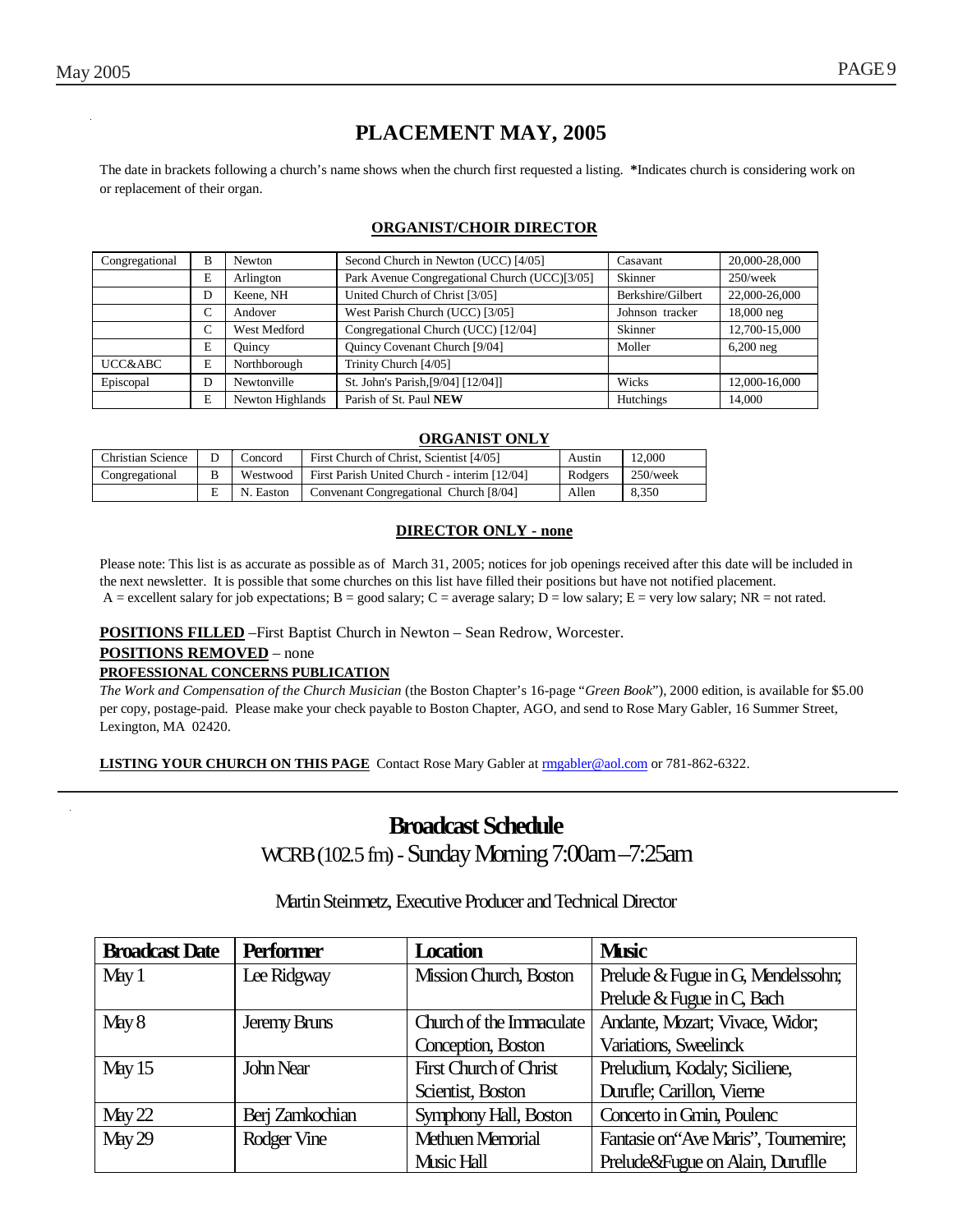# PLACEMENT MAY, 2005

The date in brackets following a church's name shows when the church first requested a listing. **\***Indicates church is considering work on or replacement of their organ.

## ORGANIST/CHOIR DIRECTOR

| | | | | | |
|---|---|---|---|---|---|
| Congregational | B | Newton | Second Church in Newton (UCC) [4/05] | Casavant | 20,000-28,000 |
| | E | Arlington | Park Avenue Congregational Church (UCC)[3/05] | Skinner | 250/week |
| | D | Keene, NH | United Church of Christ [3/05] | Berkshire/Gilbert | 22,000-26,000 |
| | C | Andover | West Parish Church (UCC) [3/05] | Johnson tracker | 18,000 neg |
| | C | West Medford | Congregational Church (UCC) [12/04] | Skinner | 12,700-15,000 |
| | E | Quincy | Quincy Covenant Church [9/04] | Moller | 6,200 neg |
| UCC&ABC | E | Northborough | Trinity Church [4/05] | | |
| Episcopal | D | Newtonville | St. John's Parish,[9/04] [12/04]] | Wicks | 12,000-16,000 |
| | E | Newton Highlands | Parish of St. Paul **NEW** | Hutchings | 14,000 |

## ORGANIST ONLY

| | | | | | |
|---|---|---|---|---|---|
| Christian Science | D | Concord | First Church of Christ, Scientist [4/05] | Austin | 12,000 |
| Congregational | B | Westwood | First Parish United Church - interim [12/04] | Rodgers | 250/week |
| | E | N. Easton | Convenant Congregational Church [8/04] | Allen | 8,350 |

## DIRECTOR ONLY - none

Please note: This list is as accurate as possible as of March 31, 2005; notices for job openings received after this date will be included in the next newsletter. It is possible that some churches on this list have filled their positions but have not notified placement.
A = excellent salary for job expectations; B = good salary; C = average salary; D = low salary; E = very low salary; NR = not rated.

**POSITIONS FILLED** –First Baptist Church in Newton – Sean Redrow, Worcester.

**POSITIONS REMOVED** – none

**PROFESSIONAL CONCERNS PUBLICATION**

*The Work and Compensation of the Church Musician* (the Boston Chapter's 16-page "*Green Book*"), 2000 edition, is available for $5.00 per copy, postage-paid. Please make your check payable to Boston Chapter, AGO, and send to Rose Mary Gabler, 16 Summer Street, Lexington, MA 02420.

**LISTING YOUR CHURCH ON THIS PAGE** Contact Rose Mary Gabler at rmgabler@aol.com or 781-862-6322.

---

# Broadcast Schedule

WCRB (102.5 fm) - Sunday Morning 7:00am –7:25am

Martin Steinmetz, Executive Producer and Technical Director

| Broadcast Date | Performer | Location | Music |
|---|---|---|---|
| May 1 | Lee Ridgway | Mission Church, Boston | Prelude & Fugue in G, Mendelssohn; Prelude & Fugue in C, Bach |
| May 8 | Jeremy Bruns | Church of the Immaculate Conception, Boston | Andante, Mozart; Vivace, Widor; Variations, Sweelinck |
| May 15 | John Near | First Church of Christ Scientist, Boston | Preludium, Kodaly; Siciliene, Durufle; Carillon, Vierne |
| May 22 | Berj Zamkochian | Symphony Hall, Boston | Concerto in Gmin, Poulenc |
| May 29 | Rodger Vine | Methuen Memorial Music Hall | Fantasie on"Ave Maris", Tournemire; Prelude&Fugue on Alain, Duruflle |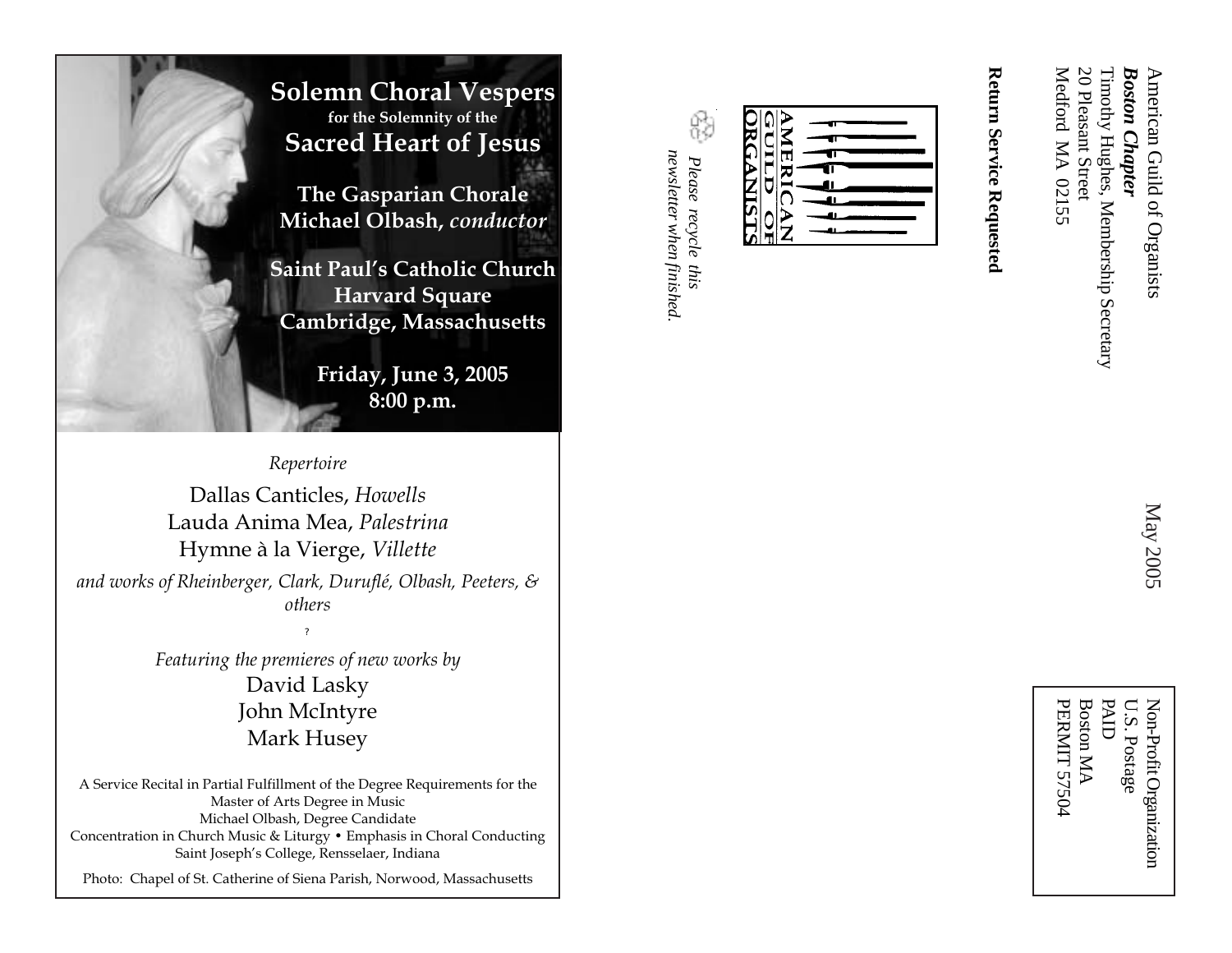# Solemn Choral Vespers

**for the Solemnity of the**

## Sacred Heart of Jesus

**The Gasparian Chorale**
**Michael Olbash, *conductor***

**Saint Paul's Catholic Church**
**Harvard Square**
**Cambridge, Massachusetts**

**Friday, June 3, 2005**
**8:00 p.m.**

*Repertoire*

Dallas Canticles, *Howells*
Lauda Anima Mea, *Palestrina*
Hymne à la Vierge, *Villette*

*and works of Rheinberger, Clark, Duruflé, Olbash, Peeters, & others*

?

*Featuring the premieres of new works by*
David Lasky
John McIntyre
Mark Husey

A Service Recital in Partial Fulfillment of the Degree Requirements for the Master of Arts Degree in Music
Michael Olbash, Degree Candidate
Concentration in Church Music & Liturgy • Emphasis in Choral Conducting
Saint Joseph's College, Rensselaer, Indiana

Photo: Chapel of St. Catherine of Siena Parish, Norwood, Massachusetts

---

American Guild of Organists
***Boston Chapter***
Timothy Hughes, Membership Secretary
20 Pleasant Street
Medford MA 02155

**Return Service Requested**

AMERICAN GUILD OF ORGANISTS

*Please recycle this newsletter when finished.*

May 2005

Non-Profit Organization
U.S. Postage
PAID
Boston MA
PERMIT 57504